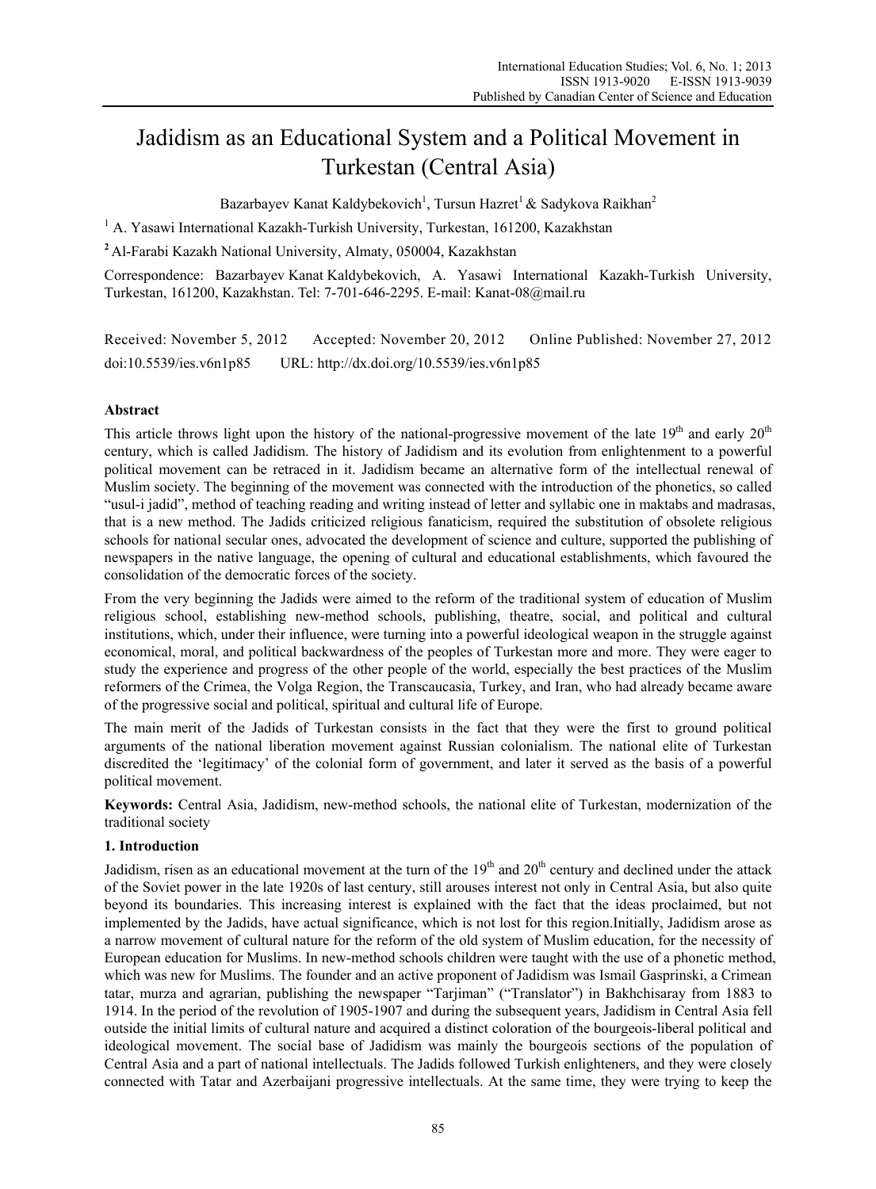# Jadidism as an Educational System and a Political Movement in Turkestan (Central Asia)

Bazarbayev Kanat Kaldybekovich[1], Tursun Hazret[1] & Sadykova Raikhan[2]

[1] A. Yasawi International Kazakh-Turkish University, Turkestan, 161200, Kazakhstan

[2] Al-Farabi Kazakh National University, Almaty, 050004, Kazakhstan

Correspondence: Bazarbayev Kanat Kaldybekovich, A. Yasawi International Kazakh-Turkish University, Turkestan, 161200, Kazakhstan. Tel: 7-701-646-2295. E-mail: Kanat-08@mail.ru

Received: November 5, 2012 Accepted: November 20, 2012 Online Published: November 27, 2012

doi:10.5539/ies.v6n1p85 URL: http://dx.doi.org/10.5539/ies.v6n1p85

## Abstract

This article throws light upon the history of the national-progressive movement of the late 19th and early 20th century, which is called Jadidism. The history of Jadidism and its evolution from enlightenment to a powerful political movement can be retraced in it. Jadidism became an alternative form of the intellectual renewal of Muslim society. The beginning of the movement was connected with the introduction of the phonetics, so called "usul-i jadid", method of teaching reading and writing instead of letter and syllabic one in maktabs and madrasas, that is a new method. The Jadids criticized religious fanaticism, required the substitution of obsolete religious schools for national secular ones, advocated the development of science and culture, supported the publishing of newspapers in the native language, the opening of cultural and educational establishments, which favoured the consolidation of the democratic forces of the society.

From the very beginning the Jadids were aimed to the reform of the traditional system of education of Muslim religious school, establishing new-method schools, publishing, theatre, social, and political and cultural institutions, which, under their influence, were turning into a powerful ideological weapon in the struggle against economical, moral, and political backwardness of the peoples of Turkestan more and more. They were eager to study the experience and progress of the other people of the world, especially the best practices of the Muslim reformers of the Crimea, the Volga Region, the Transcaucasia, Turkey, and Iran, who had already became aware of the progressive social and political, spiritual and cultural life of Europe.

The main merit of the Jadids of Turkestan consists in the fact that they were the first to ground political arguments of the national liberation movement against Russian colonialism. The national elite of Turkestan discredited the 'legitimacy' of the colonial form of government, and later it served as the basis of a powerful political movement.

**Keywords:** Central Asia, Jadidism, new-method schools, the national elite of Turkestan, modernization of the traditional society

## 1. Introduction

Jadidism, risen as an educational movement at the turn of the 19th and 20th century and declined under the attack of the Soviet power in the late 1920s of last century, still arouses interest not only in Central Asia, but also quite beyond its boundaries. This increasing interest is explained with the fact that the ideas proclaimed, but not implemented by the Jadids, have actual significance, which is not lost for this region.Initially, Jadidism arose as a narrow movement of cultural nature for the reform of the old system of Muslim education, for the necessity of European education for Muslims. In new-method schools children were taught with the use of a phonetic method, which was new for Muslims. The founder and an active proponent of Jadidism was Ismail Gasprinski, a Crimean tatar, murza and agrarian, publishing the newspaper "Tarjiman" ("Translator") in Bakhchisaray from 1883 to 1914. In the period of the revolution of 1905-1907 and during the subsequent years, Jadidism in Central Asia fell outside the initial limits of cultural nature and acquired a distinct coloration of the bourgeois-liberal political and ideological movement. The social base of Jadidism was mainly the bourgeois sections of the population of Central Asia and a part of national intellectuals. The Jadids followed Turkish enlighteners, and they were closely connected with Tatar and Azerbaijani progressive intellectuals. At the same time, they were trying to keep the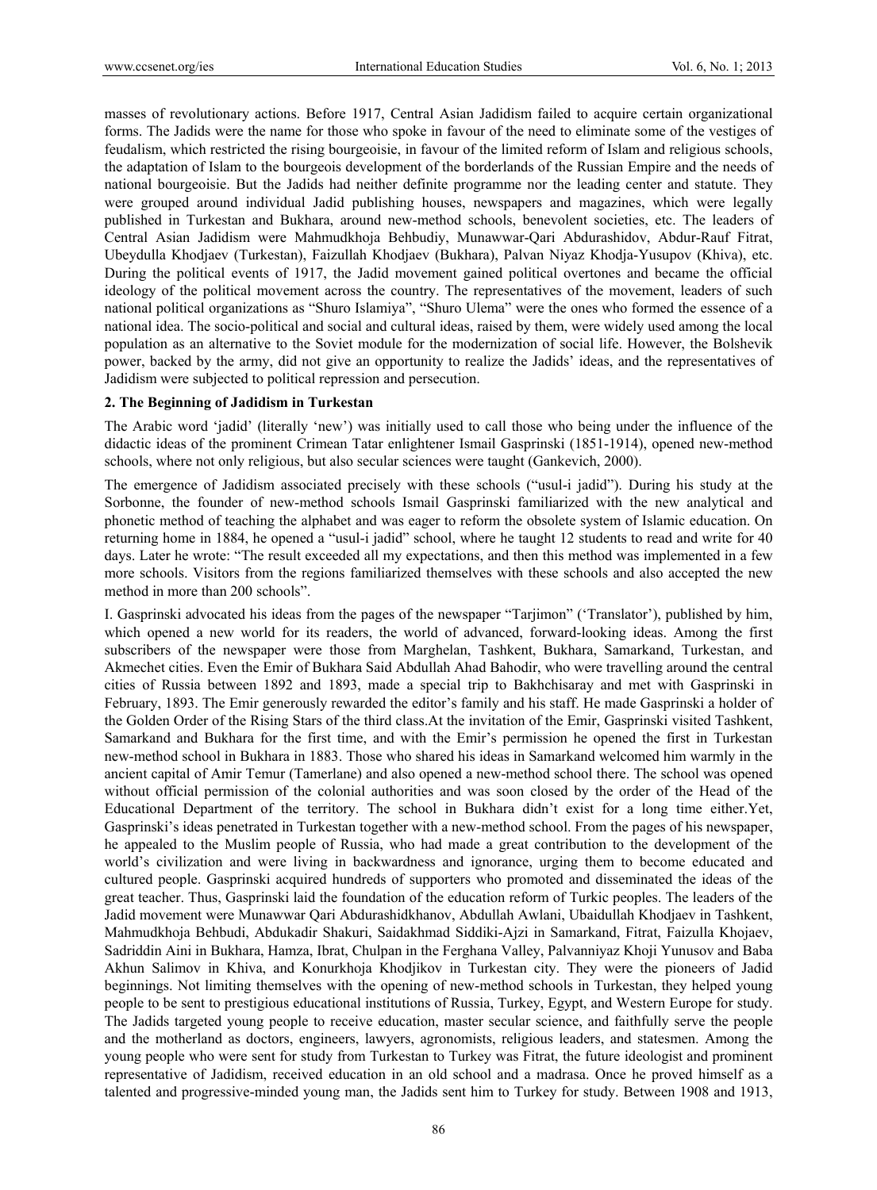masses of revolutionary actions. Before 1917, Central Asian Jadidism failed to acquire certain organizational forms. The Jadids were the name for those who spoke in favour of the need to eliminate some of the vestiges of feudalism, which restricted the rising bourgeoisie, in favour of the limited reform of Islam and religious schools, the adaptation of Islam to the bourgeois development of the borderlands of the Russian Empire and the needs of national bourgeoisie. But the Jadids had neither definite programme nor the leading center and statute. They were grouped around individual Jadid publishing houses, newspapers and magazines, which were legally published in Turkestan and Bukhara, around new-method schools, benevolent societies, etc. The leaders of Central Asian Jadidism were Mahmudkhoja Behbudiy, Munawwar-Qari Abdurashidov, Abdur-Rauf Fitrat, Ubeydulla Khodjaev (Turkestan), Faizullah Khodjaev (Bukhara), Palvan Niyaz Khodja-Yusupov (Khiva), etc. During the political events of 1917, the Jadid movement gained political overtones and became the official ideology of the political movement across the country. The representatives of the movement, leaders of such national political organizations as "Shuro Islamiya", "Shuro Ulema" were the ones who formed the essence of a national idea. The socio-political and social and cultural ideas, raised by them, were widely used among the local population as an alternative to the Soviet module for the modernization of social life. However, the Bolshevik power, backed by the army, did not give an opportunity to realize the Jadids' ideas, and the representatives of Jadidism were subjected to political repression and persecution.

## 2. The Beginning of Jadidism in Turkestan

The Arabic word 'jadid' (literally 'new') was initially used to call those who being under the influence of the didactic ideas of the prominent Crimean Tatar enlightener Ismail Gasprinski (1851-1914), opened new-method schools, where not only religious, but also secular sciences were taught (Gankevich, 2000).

The emergence of Jadidism associated precisely with these schools ("usul-i jadid"). During his study at the Sorbonne, the founder of new-method schools Ismail Gasprinski familiarized with the new analytical and phonetic method of teaching the alphabet and was eager to reform the obsolete system of Islamic education. On returning home in 1884, he opened a "usul-i jadid" school, where he taught 12 students to read and write for 40 days. Later he wrote: "The result exceeded all my expectations, and then this method was implemented in a few more schools. Visitors from the regions familiarized themselves with these schools and also accepted the new method in more than 200 schools".

I. Gasprinski advocated his ideas from the pages of the newspaper "Tarjimon" ('Translator'), published by him, which opened a new world for its readers, the world of advanced, forward-looking ideas. Among the first subscribers of the newspaper were those from Marghelan, Tashkent, Bukhara, Samarkand, Turkestan, and Akmechet cities. Even the Emir of Bukhara Said Abdullah Ahad Bahodir, who were travelling around the central cities of Russia between 1892 and 1893, made a special trip to Bakhchisaray and met with Gasprinski in February, 1893. The Emir generously rewarded the editor's family and his staff. He made Gasprinski a holder of the Golden Order of the Rising Stars of the third class.At the invitation of the Emir, Gasprinski visited Tashkent, Samarkand and Bukhara for the first time, and with the Emir's permission he opened the first in Turkestan new-method school in Bukhara in 1883. Those who shared his ideas in Samarkand welcomed him warmly in the ancient capital of Amir Temur (Tamerlane) and also opened a new-method school there. The school was opened without official permission of the colonial authorities and was soon closed by the order of the Head of the Educational Department of the territory. The school in Bukhara didn't exist for a long time either.Yet, Gasprinski's ideas penetrated in Turkestan together with a new-method school. From the pages of his newspaper, he appealed to the Muslim people of Russia, who had made a great contribution to the development of the world's civilization and were living in backwardness and ignorance, urging them to become educated and cultured people. Gasprinski acquired hundreds of supporters who promoted and disseminated the ideas of the great teacher. Thus, Gasprinski laid the foundation of the education reform of Turkic peoples. The leaders of the Jadid movement were Munawwar Qari Abdurashidkhanov, Abdullah Awlani, Ubaidullah Khodjaev in Tashkent, Mahmudkhoja Behbudi, Abdukadir Shakuri, Saidakhmad Siddiki-Ajzi in Samarkand, Fitrat, Faizulla Khojaev, Sadriddin Aini in Bukhara, Hamza, Ibrat, Chulpan in the Ferghana Valley, Palvanniyaz Khoji Yunusov and Baba Akhun Salimov in Khiva, and Konurkhoja Khodjikov in Turkestan city. They were the pioneers of Jadid beginnings. Not limiting themselves with the opening of new-method schools in Turkestan, they helped young people to be sent to prestigious educational institutions of Russia, Turkey, Egypt, and Western Europe for study. The Jadids targeted young people to receive education, master secular science, and faithfully serve the people and the motherland as doctors, engineers, lawyers, agronomists, religious leaders, and statesmen. Among the young people who were sent for study from Turkestan to Turkey was Fitrat, the future ideologist and prominent representative of Jadidism, received education in an old school and a madrasa. Once he proved himself as a talented and progressive-minded young man, the Jadids sent him to Turkey for study. Between 1908 and 1913,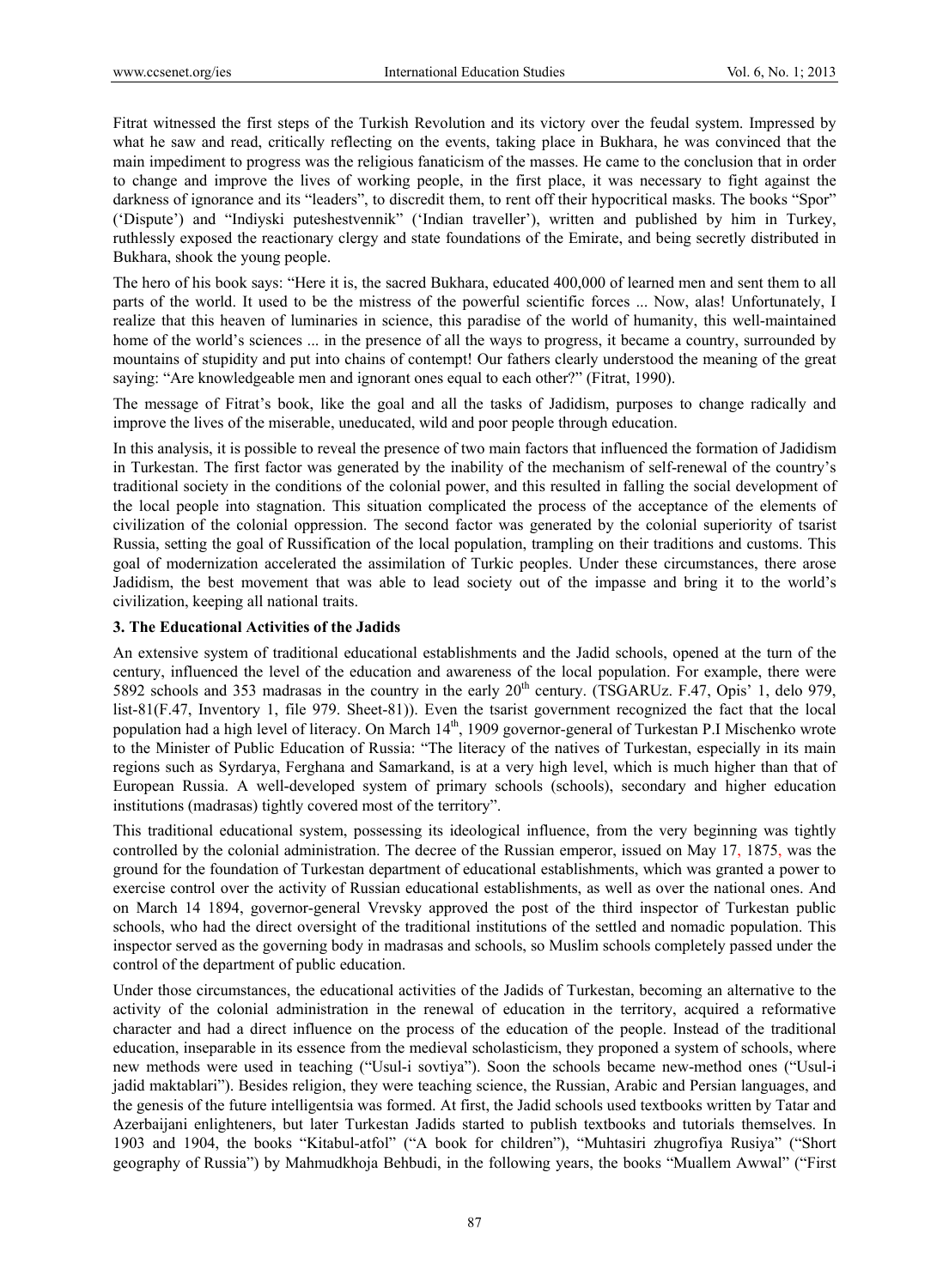Fitrat witnessed the first steps of the Turkish Revolution and its victory over the feudal system. Impressed by what he saw and read, critically reflecting on the events, taking place in Bukhara, he was convinced that the main impediment to progress was the religious fanaticism of the masses. He came to the conclusion that in order to change and improve the lives of working people, in the first place, it was necessary to fight against the darkness of ignorance and its "leaders", to discredit them, to rent off their hypocritical masks. The books "Spor" ('Dispute') and "Indiyski puteshestvennik" ('Indian traveller'), written and published by him in Turkey, ruthlessly exposed the reactionary clergy and state foundations of the Emirate, and being secretly distributed in Bukhara, shook the young people.

The hero of his book says: "Here it is, the sacred Bukhara, educated 400,000 of learned men and sent them to all parts of the world. It used to be the mistress of the powerful scientific forces ... Now, alas! Unfortunately, I realize that this heaven of luminaries in science, this paradise of the world of humanity, this well-maintained home of the world's sciences ... in the presence of all the ways to progress, it became a country, surrounded by mountains of stupidity and put into chains of contempt! Our fathers clearly understood the meaning of the great saying: "Are knowledgeable men and ignorant ones equal to each other?" (Fitrat, 1990).

The message of Fitrat's book, like the goal and all the tasks of Jadidism, purposes to change radically and improve the lives of the miserable, uneducated, wild and poor people through education.

In this analysis, it is possible to reveal the presence of two main factors that influenced the formation of Jadidism in Turkestan. The first factor was generated by the inability of the mechanism of self-renewal of the country's traditional society in the conditions of the colonial power, and this resulted in falling the social development of the local people into stagnation. This situation complicated the process of the acceptance of the elements of civilization of the colonial oppression. The second factor was generated by the colonial superiority of tsarist Russia, setting the goal of Russification of the local population, trampling on their traditions and customs. This goal of modernization accelerated the assimilation of Turkic peoples. Under these circumstances, there arose Jadidism, the best movement that was able to lead society out of the impasse and bring it to the world's civilization, keeping all national traits.

## 3. The Educational Activities of the Jadids

An extensive system of traditional educational establishments and the Jadid schools, opened at the turn of the century, influenced the level of the education and awareness of the local population. For example, there were 5892 schools and 353 madrasas in the country in the early 20th century. (TSGARUz. F.47, Opis' 1, delo 979, list-81(F.47, Inventory 1, file 979. Sheet-81)). Even the tsarist government recognized the fact that the local population had a high level of literacy. On March 14th, 1909 governor-general of Turkestan P.I Mischenko wrote to the Minister of Public Education of Russia: "The literacy of the natives of Turkestan, especially in its main regions such as Syrdarya, Ferghana and Samarkand, is at a very high level, which is much higher than that of European Russia. A well-developed system of primary schools (schools), secondary and higher education institutions (madrasas) tightly covered most of the territory".

This traditional educational system, possessing its ideological influence, from the very beginning was tightly controlled by the colonial administration. The decree of the Russian emperor, issued on May 17, 1875, was the ground for the foundation of Turkestan department of educational establishments, which was granted a power to exercise control over the activity of Russian educational establishments, as well as over the national ones. And on March 14 1894, governor-general Vrevsky approved the post of the third inspector of Turkestan public schools, who had the direct oversight of the traditional institutions of the settled and nomadic population. This inspector served as the governing body in madrasas and schools, so Muslim schools completely passed under the control of the department of public education.

Under those circumstances, the educational activities of the Jadids of Turkestan, becoming an alternative to the activity of the colonial administration in the renewal of education in the territory, acquired a reformative character and had a direct influence on the process of the education of the people. Instead of the traditional education, inseparable in its essence from the medieval scholasticism, they proponed a system of schools, where new methods were used in teaching ("Usul-i sovtiya"). Soon the schools became new-method ones ("Usul-i jadid maktablari"). Besides religion, they were teaching science, the Russian, Arabic and Persian languages, and the genesis of the future intelligentsia was formed. At first, the Jadid schools used textbooks written by Tatar and Azerbaijani enlighteners, but later Turkestan Jadids started to publish textbooks and tutorials themselves. In 1903 and 1904, the books "Kitabul-atfol" ("A book for children"), "Muhtasiri zhugrofiya Rusiya" ("Short geography of Russia") by Mahmudkhoja Behbudi, in the following years, the books "Muallem Awwal" ("First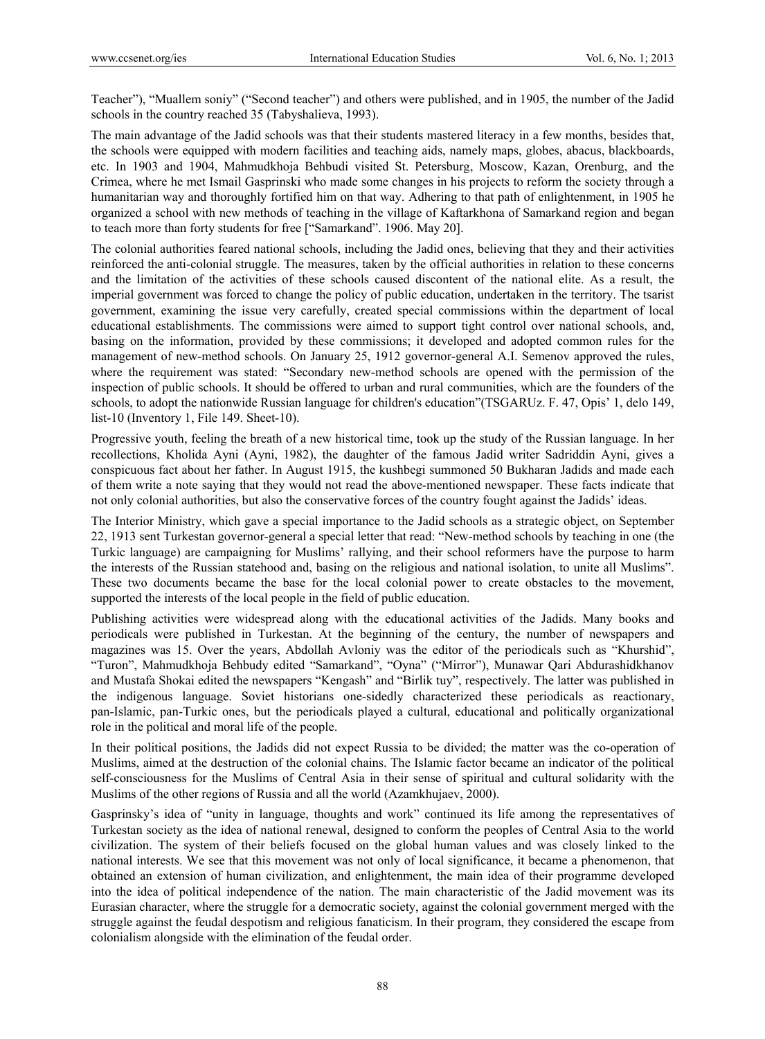Teacher"), "Muallem soniy" ("Second teacher") and others were published, and in 1905, the number of the Jadid schools in the country reached 35 (Tabyshalieva, 1993).

The main advantage of the Jadid schools was that their students mastered literacy in a few months, besides that, the schools were equipped with modern facilities and teaching aids, namely maps, globes, abacus, blackboards, etc. In 1903 and 1904, Mahmudkhoja Behbudi visited St. Petersburg, Moscow, Kazan, Orenburg, and the Crimea, where he met Ismail Gasprinski who made some changes in his projects to reform the society through a humanitarian way and thoroughly fortified him on that way. Adhering to that path of enlightenment, in 1905 he organized a school with new methods of teaching in the village of Kaftarkhona of Samarkand region and began to teach more than forty students for free ["Samarkand". 1906. May 20].

The colonial authorities feared national schools, including the Jadid ones, believing that they and their activities reinforced the anti-colonial struggle. The measures, taken by the official authorities in relation to these concerns and the limitation of the activities of these schools caused discontent of the national elite. As a result, the imperial government was forced to change the policy of public education, undertaken in the territory. The tsarist government, examining the issue very carefully, created special commissions within the department of local educational establishments. The commissions were aimed to support tight control over national schools, and, basing on the information, provided by these commissions; it developed and adopted common rules for the management of new-method schools. On January 25, 1912 governor-general A.I. Semenov approved the rules, where the requirement was stated: "Secondary new-method schools are opened with the permission of the inspection of public schools. It should be offered to urban and rural communities, which are the founders of the schools, to adopt the nationwide Russian language for children's education"(TSGARUz. F. 47, Opis' 1, delo 149, list-10 (Inventory 1, File 149. Sheet-10).

Progressive youth, feeling the breath of a new historical time, took up the study of the Russian language. In her recollections, Kholida Ayni (Ayni, 1982), the daughter of the famous Jadid writer Sadriddin Ayni, gives a conspicuous fact about her father. In August 1915, the kushbegi summoned 50 Bukharan Jadids and made each of them write a note saying that they would not read the above-mentioned newspaper. These facts indicate that not only colonial authorities, but also the conservative forces of the country fought against the Jadids' ideas.

The Interior Ministry, which gave a special importance to the Jadid schools as a strategic object, on September 22, 1913 sent Turkestan governor-general a special letter that read: "New-method schools by teaching in one (the Turkic language) are campaigning for Muslims' rallying, and their school reformers have the purpose to harm the interests of the Russian statehood and, basing on the religious and national isolation, to unite all Muslims". These two documents became the base for the local colonial power to create obstacles to the movement, supported the interests of the local people in the field of public education.

Publishing activities were widespread along with the educational activities of the Jadids. Many books and periodicals were published in Turkestan. At the beginning of the century, the number of newspapers and magazines was 15. Over the years, Abdollah Avloniy was the editor of the periodicals such as "Khurshid", "Turon", Mahmudkhoja Behbudy edited "Samarkand", "Oyna" ("Mirror"), Munawar Qari Abdurashidkhanov and Mustafa Shokai edited the newspapers "Kengash" and "Birlik tuy", respectively. The latter was published in the indigenous language. Soviet historians one-sidedly characterized these periodicals as reactionary, pan-Islamic, pan-Turkic ones, but the periodicals played a cultural, educational and politically organizational role in the political and moral life of the people.

In their political positions, the Jadids did not expect Russia to be divided; the matter was the co-operation of Muslims, aimed at the destruction of the colonial chains. The Islamic factor became an indicator of the political self-consciousness for the Muslims of Central Asia in their sense of spiritual and cultural solidarity with the Muslims of the other regions of Russia and all the world (Azamkhujaev, 2000).

Gasprinsky's idea of "unity in language, thoughts and work" continued its life among the representatives of Turkestan society as the idea of national renewal, designed to conform the peoples of Central Asia to the world civilization. The system of their beliefs focused on the global human values and was closely linked to the national interests. We see that this movement was not only of local significance, it became a phenomenon, that obtained an extension of human civilization, and enlightenment, the main idea of their programme developed into the idea of political independence of the nation. The main characteristic of the Jadid movement was its Eurasian character, where the struggle for a democratic society, against the colonial government merged with the struggle against the feudal despotism and religious fanaticism. In their program, they considered the escape from colonialism alongside with the elimination of the feudal order.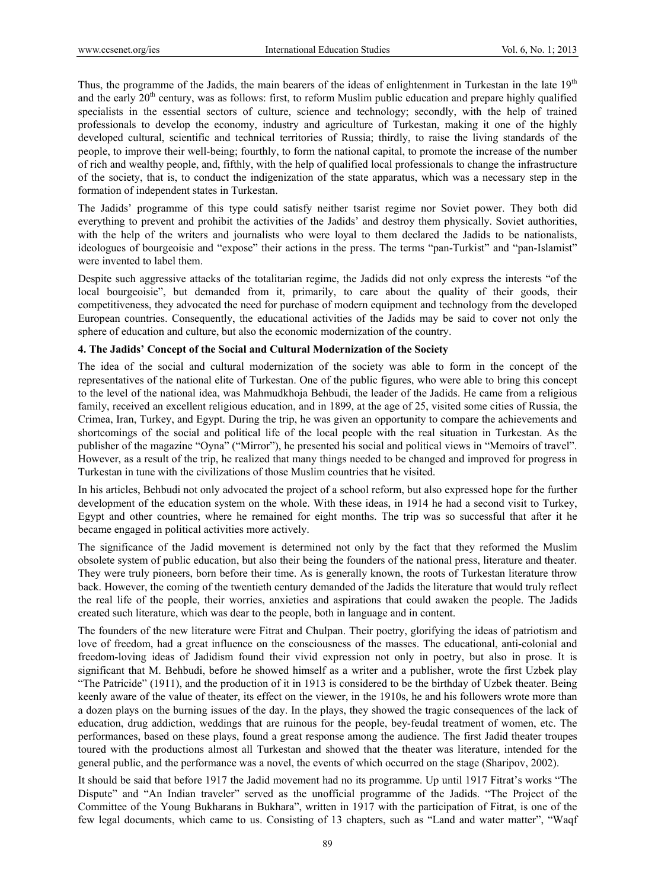Thus, the programme of the Jadids, the main bearers of the ideas of enlightenment in Turkestan in the late 19th and the early 20th century, was as follows: first, to reform Muslim public education and prepare highly qualified specialists in the essential sectors of culture, science and technology; secondly, with the help of trained professionals to develop the economy, industry and agriculture of Turkestan, making it one of the highly developed cultural, scientific and technical territories of Russia; thirdly, to raise the living standards of the people, to improve their well-being; fourthly, to form the national capital, to promote the increase of the number of rich and wealthy people, and, fifthly, with the help of qualified local professionals to change the infrastructure of the society, that is, to conduct the indigenization of the state apparatus, which was a necessary step in the formation of independent states in Turkestan.

The Jadids' programme of this type could satisfy neither tsarist regime nor Soviet power. They both did everything to prevent and prohibit the activities of the Jadids' and destroy them physically. Soviet authorities, with the help of the writers and journalists who were loyal to them declared the Jadids to be nationalists, ideologues of bourgeoisie and "expose" their actions in the press. The terms "pan-Turkist" and "pan-Islamist" were invented to label them.

Despite such aggressive attacks of the totalitarian regime, the Jadids did not only express the interests "of the local bourgeoisie", but demanded from it, primarily, to care about the quality of their goods, their competitiveness, they advocated the need for purchase of modern equipment and technology from the developed European countries. Consequently, the educational activities of the Jadids may be said to cover not only the sphere of education and culture, but also the economic modernization of the country.

## 4. The Jadids' Concept of the Social and Cultural Modernization of the Society

The idea of the social and cultural modernization of the society was able to form in the concept of the representatives of the national elite of Turkestan. One of the public figures, who were able to bring this concept to the level of the national idea, was Mahmudkhoja Behbudi, the leader of the Jadids. He came from a religious family, received an excellent religious education, and in 1899, at the age of 25, visited some cities of Russia, the Crimea, Iran, Turkey, and Egypt. During the trip, he was given an opportunity to compare the achievements and shortcomings of the social and political life of the local people with the real situation in Turkestan. As the publisher of the magazine "Oyna" ("Mirror"), he presented his social and political views in "Memoirs of travel". However, as a result of the trip, he realized that many things needed to be changed and improved for progress in Turkestan in tune with the civilizations of those Muslim countries that he visited.

In his articles, Behbudi not only advocated the project of a school reform, but also expressed hope for the further development of the education system on the whole. With these ideas, in 1914 he had a second visit to Turkey, Egypt and other countries, where he remained for eight months. The trip was so successful that after it he became engaged in political activities more actively.

The significance of the Jadid movement is determined not only by the fact that they reformed the Muslim obsolete system of public education, but also their being the founders of the national press, literature and theater. They were truly pioneers, born before their time. As is generally known, the roots of Turkestan literature throw back. However, the coming of the twentieth century demanded of the Jadids the literature that would truly reflect the real life of the people, their worries, anxieties and aspirations that could awaken the people. The Jadids created such literature, which was dear to the people, both in language and in content.

The founders of the new literature were Fitrat and Chulpan. Their poetry, glorifying the ideas of patriotism and love of freedom, had a great influence on the consciousness of the masses. The educational, anti-colonial and freedom-loving ideas of Jadidism found their vivid expression not only in poetry, but also in prose. It is significant that M. Behbudi, before he showed himself as a writer and a publisher, wrote the first Uzbek play "The Patricide" (1911), and the production of it in 1913 is considered to be the birthday of Uzbek theater. Being keenly aware of the value of theater, its effect on the viewer, in the 1910s, he and his followers wrote more than a dozen plays on the burning issues of the day. In the plays, they showed the tragic consequences of the lack of education, drug addiction, weddings that are ruinous for the people, bey-feudal treatment of women, etc. The performances, based on these plays, found a great response among the audience. The first Jadid theater troupes toured with the productions almost all Turkestan and showed that the theater was literature, intended for the general public, and the performance was a novel, the events of which occurred on the stage (Sharipov, 2002).

It should be said that before 1917 the Jadid movement had no its programme. Up until 1917 Fitrat's works "The Dispute" and "An Indian traveler" served as the unofficial programme of the Jadids. "The Project of the Committee of the Young Bukharans in Bukhara", written in 1917 with the participation of Fitrat, is one of the few legal documents, which came to us. Consisting of 13 chapters, such as "Land and water matter", "Waqf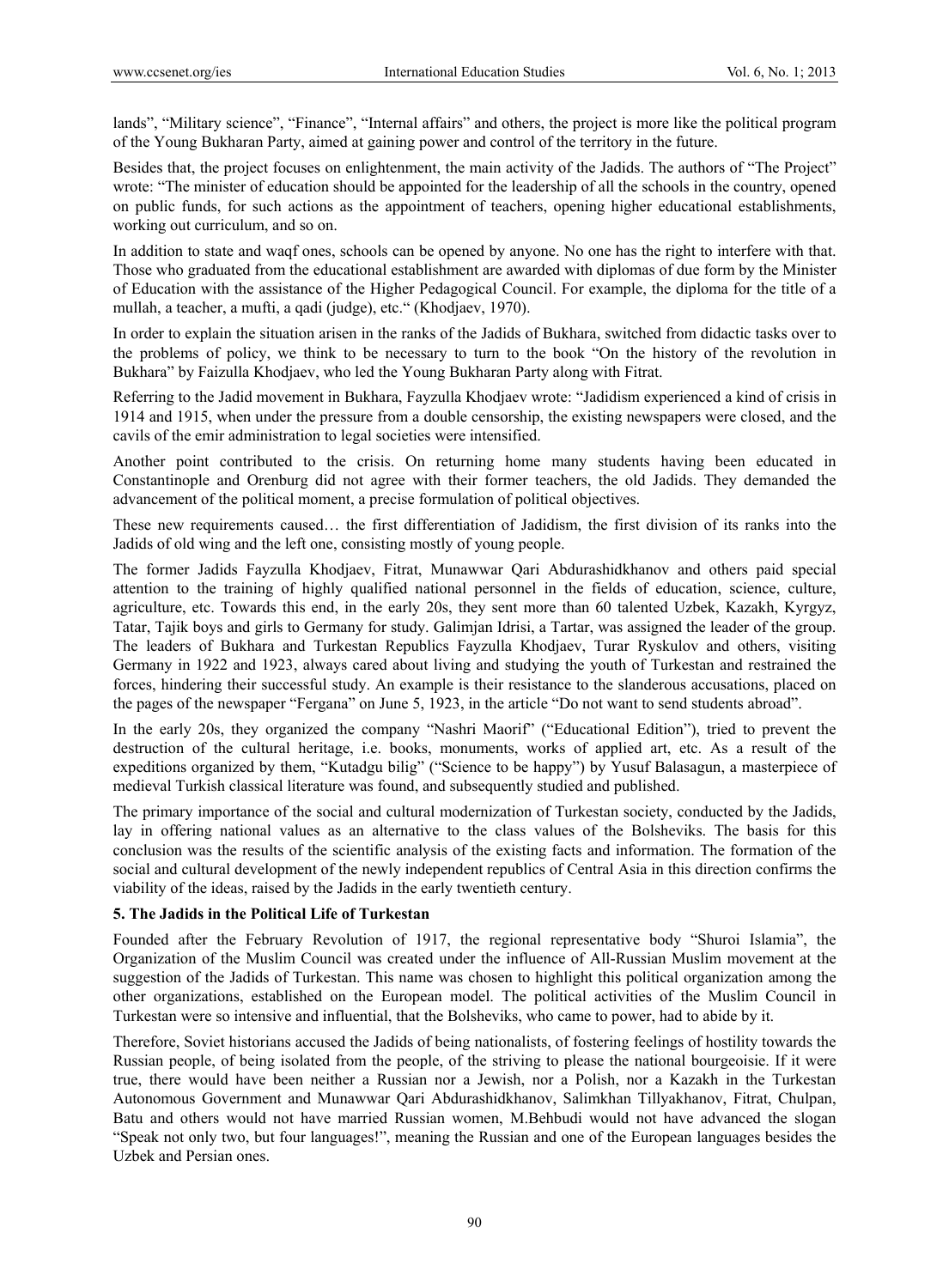lands", "Military science", "Finance", "Internal affairs" and others, the project is more like the political program of the Young Bukharan Party, aimed at gaining power and control of the territory in the future.

Besides that, the project focuses on enlightenment, the main activity of the Jadids. The authors of "The Project" wrote: "The minister of education should be appointed for the leadership of all the schools in the country, opened on public funds, for such actions as the appointment of teachers, opening higher educational establishments, working out curriculum, and so on.

In addition to state and waqf ones, schools can be opened by anyone. No one has the right to interfere with that. Those who graduated from the educational establishment are awarded with diplomas of due form by the Minister of Education with the assistance of the Higher Pedagogical Council. For example, the diploma for the title of a mullah, a teacher, a mufti, a qadi (judge), etc." (Khodjaev, 1970).

In order to explain the situation arisen in the ranks of the Jadids of Bukhara, switched from didactic tasks over to the problems of policy, we think to be necessary to turn to the book "On the history of the revolution in Bukhara" by Faizulla Khodjaev, who led the Young Bukharan Party along with Fitrat.

Referring to the Jadid movement in Bukhara, Fayzulla Khodjaev wrote: "Jadidism experienced a kind of crisis in 1914 and 1915, when under the pressure from a double censorship, the existing newspapers were closed, and the cavils of the emir administration to legal societies were intensified.

Another point contributed to the crisis. On returning home many students having been educated in Constantinople and Orenburg did not agree with their former teachers, the old Jadids. They demanded the advancement of the political moment, a precise formulation of political objectives.

These new requirements caused… the first differentiation of Jadidism, the first division of its ranks into the Jadids of old wing and the left one, consisting mostly of young people.

The former Jadids Fayzulla Khodjaev, Fitrat, Munawwar Qari Abdurashidkhanov and others paid special attention to the training of highly qualified national personnel in the fields of education, science, culture, agriculture, etc. Towards this end, in the early 20s, they sent more than 60 talented Uzbek, Kazakh, Kyrgyz, Tatar, Tajik boys and girls to Germany for study. Galimjan Idrisi, a Tartar, was assigned the leader of the group. The leaders of Bukhara and Turkestan Republics Fayzulla Khodjaev, Turar Ryskulov and others, visiting Germany in 1922 and 1923, always cared about living and studying the youth of Turkestan and restrained the forces, hindering their successful study. An example is their resistance to the slanderous accusations, placed on the pages of the newspaper "Fergana" on June 5, 1923, in the article "Do not want to send students abroad".

In the early 20s, they organized the company "Nashri Maorif" ("Educational Edition"), tried to prevent the destruction of the cultural heritage, i.e. books, monuments, works of applied art, etc. As a result of the expeditions organized by them, "Kutadgu bilig" ("Science to be happy") by Yusuf Balasagun, a masterpiece of medieval Turkish classical literature was found, and subsequently studied and published.

The primary importance of the social and cultural modernization of Turkestan society, conducted by the Jadids, lay in offering national values as an alternative to the class values of the Bolsheviks. The basis for this conclusion was the results of the scientific analysis of the existing facts and information. The formation of the social and cultural development of the newly independent republics of Central Asia in this direction confirms the viability of the ideas, raised by the Jadids in the early twentieth century.

## 5. The Jadids in the Political Life of Turkestan

Founded after the February Revolution of 1917, the regional representative body "Shuroi Islamia", the Organization of the Muslim Council was created under the influence of All-Russian Muslim movement at the suggestion of the Jadids of Turkestan. This name was chosen to highlight this political organization among the other organizations, established on the European model. The political activities of the Muslim Council in Turkestan were so intensive and influential, that the Bolsheviks, who came to power, had to abide by it.

Therefore, Soviet historians accused the Jadids of being nationalists, of fostering feelings of hostility towards the Russian people, of being isolated from the people, of the striving to please the national bourgeoisie. If it were true, there would have been neither a Russian nor a Jewish, nor a Polish, nor a Kazakh in the Turkestan Autonomous Government and Munawwar Qari Abdurashidkhanov, Salimkhan Tillyakhanov, Fitrat, Chulpan, Batu and others would not have married Russian women, M.Behbudi would not have advanced the slogan "Speak not only two, but four languages!", meaning the Russian and one of the European languages besides the Uzbek and Persian ones.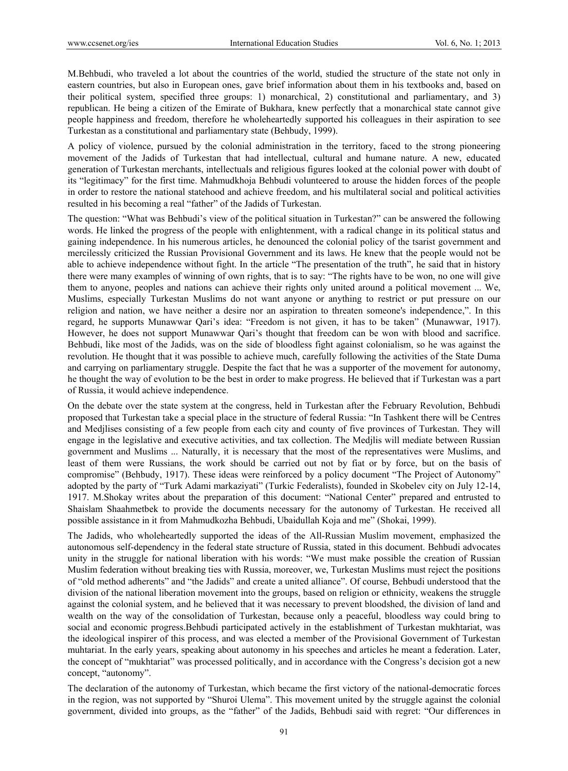M.Behbudi, who traveled a lot about the countries of the world, studied the structure of the state not only in eastern countries, but also in European ones, gave brief information about them in his textbooks and, based on their political system, specified three groups: 1) monarchical, 2) constitutional and parliamentary, and 3) republican. He being a citizen of the Emirate of Bukhara, knew perfectly that a monarchical state cannot give people happiness and freedom, therefore he wholeheartedly supported his colleagues in their aspiration to see Turkestan as a constitutional and parliamentary state (Behbudy, 1999).

A policy of violence, pursued by the colonial administration in the territory, faced to the strong pioneering movement of the Jadids of Turkestan that had intellectual, cultural and humane nature. A new, educated generation of Turkestan merchants, intellectuals and religious figures looked at the colonial power with doubt of its "legitimacy" for the first time. Mahmudkhoja Behbudi volunteered to arouse the hidden forces of the people in order to restore the national statehood and achieve freedom, and his multilateral social and political activities resulted in his becoming a real "father" of the Jadids of Turkestan.

The question: "What was Behbudi's view of the political situation in Turkestan?" can be answered the following words. He linked the progress of the people with enlightenment, with a radical change in its political status and gaining independence. In his numerous articles, he denounced the colonial policy of the tsarist government and mercilessly criticized the Russian Provisional Government and its laws. He knew that the people would not be able to achieve independence without fight. In the article "The presentation of the truth", he said that in history there were many examples of winning of own rights, that is to say: "The rights have to be won, no one will give them to anyone, peoples and nations can achieve their rights only united around a political movement ... We, Muslims, especially Turkestan Muslims do not want anyone or anything to restrict or put pressure on our religion and nation, we have neither a desire nor an aspiration to threaten someone's independence,". In this regard, he supports Munawwar Qari's idea: "Freedom is not given, it has to be taken" (Munawwar, 1917). However, he does not support Munawwar Qari's thought that freedom can be won with blood and sacrifice. Behbudi, like most of the Jadids, was on the side of bloodless fight against colonialism, so he was against the revolution. He thought that it was possible to achieve much, carefully following the activities of the State Duma and carrying on parliamentary struggle. Despite the fact that he was a supporter of the movement for autonomy, he thought the way of evolution to be the best in order to make progress. He believed that if Turkestan was a part of Russia, it would achieve independence.

On the debate over the state system at the congress, held in Turkestan after the February Revolution, Behbudi proposed that Turkestan take a special place in the structure of federal Russia: "In Tashkent there will be Centres and Medjlises consisting of a few people from each city and county of five provinces of Turkestan. They will engage in the legislative and executive activities, and tax collection. The Medjlis will mediate between Russian government and Muslims ... Naturally, it is necessary that the most of the representatives were Muslims, and least of them were Russians, the work should be carried out not by fiat or by force, but on the basis of compromise" (Behbudy, 1917). These ideas were reinforced by a policy document "The Project of Autonomy" adopted by the party of "Turk Adami markaziyati" (Turkic Federalists), founded in Skobelev city on July 12-14, 1917. M.Shokay writes about the preparation of this document: "National Center" prepared and entrusted to Shaislam Shaahmetbek to provide the documents necessary for the autonomy of Turkestan. He received all possible assistance in it from Mahmudkozha Behbudi, Ubaidullah Koja and me" (Shokai, 1999).

The Jadids, who wholeheartedly supported the ideas of the All-Russian Muslim movement, emphasized the autonomous self-dependency in the federal state structure of Russia, stated in this document. Behbudi advocates unity in the struggle for national liberation with his words: "We must make possible the creation of Russian Muslim federation without breaking ties with Russia, moreover, we, Turkestan Muslims must reject the positions of "old method adherents" and "the Jadids" and create a united alliance". Of course, Behbudi understood that the division of the national liberation movement into the groups, based on religion or ethnicity, weakens the struggle against the colonial system, and he believed that it was necessary to prevent bloodshed, the division of land and wealth on the way of the consolidation of Turkestan, because only a peaceful, bloodless way could bring to social and economic progress.Behbudi participated actively in the establishment of Turkestan mukhtariat, was the ideological inspirer of this process, and was elected a member of the Provisional Government of Turkestan muhtariat. In the early years, speaking about autonomy in his speeches and articles he meant a federation. Later, the concept of "mukhtariat" was processed politically, and in accordance with the Congress's decision got a new concept, "autonomy".

The declaration of the autonomy of Turkestan, which became the first victory of the national-democratic forces in the region, was not supported by "Shuroi Ulema". This movement united by the struggle against the colonial government, divided into groups, as the "father" of the Jadids, Behbudi said with regret: "Our differences in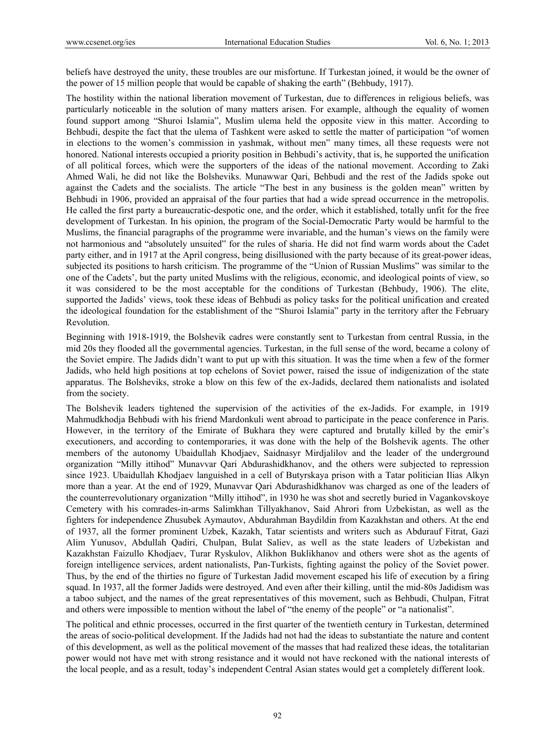beliefs have destroyed the unity, these troubles are our misfortune. If Turkestan joined, it would be the owner of the power of 15 million people that would be capable of shaking the earth" (Behbudy, 1917).

The hostility within the national liberation movement of Turkestan, due to differences in religious beliefs, was particularly noticeable in the solution of many matters arisen. For example, although the equality of women found support among "Shuroi Islamia", Muslim ulema held the opposite view in this matter. According to Behbudi, despite the fact that the ulema of Tashkent were asked to settle the matter of participation "of women in elections to the women's commission in yashmak, without men" many times, all these requests were not honored. National interests occupied a priority position in Behbudi's activity, that is, he supported the unification of all political forces, which were the supporters of the ideas of the national movement. According to Zaki Ahmed Wali, he did not like the Bolsheviks. Munawwar Qari, Behbudi and the rest of the Jadids spoke out against the Cadets and the socialists. The article "The best in any business is the golden mean" written by Behbudi in 1906, provided an appraisal of the four parties that had a wide spread occurrence in the metropolis. He called the first party a bureaucratic-despotic one, and the order, which it established, totally unfit for the free development of Turkestan. In his opinion, the program of the Social-Democratic Party would be harmful to the Muslims, the financial paragraphs of the programme were invariable, and the human's views on the family were not harmonious and "absolutely unsuited" for the rules of sharia. He did not find warm words about the Cadet party either, and in 1917 at the April congress, being disillusioned with the party because of its great-power ideas, subjected its positions to harsh criticism. The programme of the "Union of Russian Muslims" was similar to the one of the Cadets', but the party united Muslims with the religious, economic, and ideological points of view, so it was considered to be the most acceptable for the conditions of Turkestan (Behbudy, 1906). The elite, supported the Jadids' views, took these ideas of Behbudi as policy tasks for the political unification and created the ideological foundation for the establishment of the "Shuroi Islamia" party in the territory after the February Revolution.

Beginning with 1918-1919, the Bolshevik cadres were constantly sent to Turkestan from central Russia, in the mid 20s they flooded all the governmental agencies. Turkestan, in the full sense of the word, became a colony of the Soviet empire. The Jadids didn't want to put up with this situation. It was the time when a few of the former Jadids, who held high positions at top echelons of Soviet power, raised the issue of indigenization of the state apparatus. The Bolsheviks, stroke a blow on this few of the ex-Jadids, declared them nationalists and isolated from the society.

The Bolshevik leaders tightened the supervision of the activities of the ex-Jadids. For example, in 1919 Mahmudkhodja Behbudi with his friend Mardonkuli went abroad to participate in the peace conference in Paris. However, in the territory of the Emirate of Bukhara they were captured and brutally killed by the emir's executioners, and according to contemporaries, it was done with the help of the Bolshevik agents. The other members of the autonomy Ubaidullah Khodjaev, Saidnasyr Mirdjalilov and the leader of the underground organization "Milly ittihod" Munavvar Qari Abdurashidkhanov, and the others were subjected to repression since 1923. Ubaidullah Khodjaev languished in a cell of Butyrskaya prison with a Tatar politician Ilias Alkyn more than a year. At the end of 1929, Munavvar Qari Abdurashidkhanov was charged as one of the leaders of the counterrevolutionary organization "Milly ittihod", in 1930 he was shot and secretly buried in Vagankovskoye Cemetery with his comrades-in-arms Salimkhan Tillyakhanov, Said Ahrori from Uzbekistan, as well as the fighters for independence Zhusubek Aymautov, Abdurahman Baydildin from Kazakhstan and others. At the end of 1937, all the former prominent Uzbek, Kazakh, Tatar scientists and writers such as Abdurauf Fitrat, Gazi Alim Yunusov, Abdullah Qadiri, Chulpan, Bulat Saliev, as well as the state leaders of Uzbekistan and Kazakhstan Faizullo Khodjaev, Turar Ryskulov, Alikhon Buklikhanov and others were shot as the agents of foreign intelligence services, ardent nationalists, Pan-Turkists, fighting against the policy of the Soviet power. Thus, by the end of the thirties no figure of Turkestan Jadid movement escaped his life of execution by a firing squad. In 1937, all the former Jadids were destroyed. And even after their killing, until the mid-80s Jadidism was a taboo subject, and the names of the great representatives of this movement, such as Behbudi, Chulpan, Fitrat and others were impossible to mention without the label of "the enemy of the people" or "a nationalist".

The political and ethnic processes, occurred in the first quarter of the twentieth century in Turkestan, determined the areas of socio-political development. If the Jadids had not had the ideas to substantiate the nature and content of this development, as well as the political movement of the masses that had realized these ideas, the totalitarian power would not have met with strong resistance and it would not have reckoned with the national interests of the local people, and as a result, today's independent Central Asian states would get a completely different look.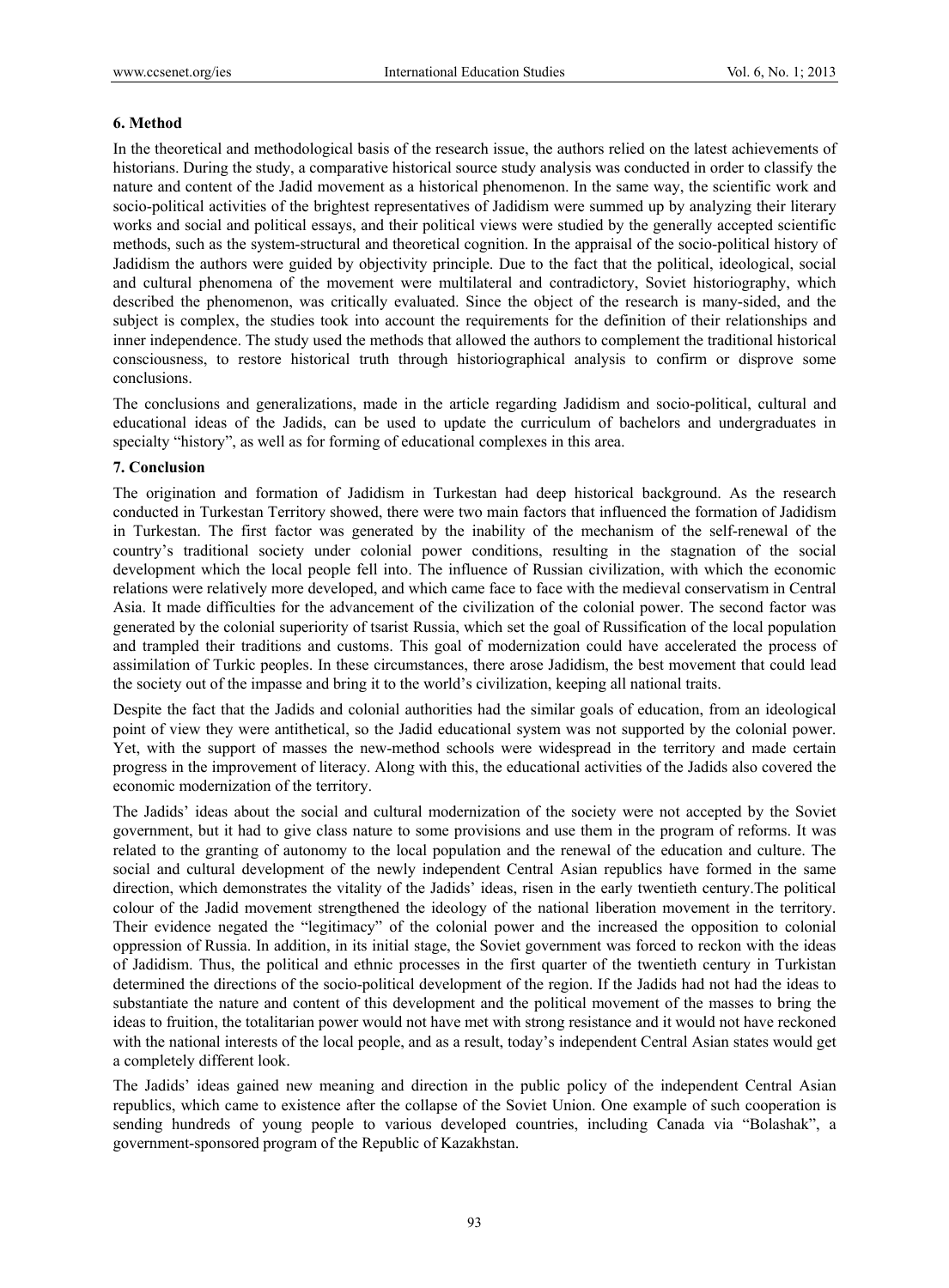## 6. Method

In the theoretical and methodological basis of the research issue, the authors relied on the latest achievements of historians. During the study, a comparative historical source study analysis was conducted in order to classify the nature and content of the Jadid movement as a historical phenomenon. In the same way, the scientific work and socio-political activities of the brightest representatives of Jadidism were summed up by analyzing their literary works and social and political essays, and their political views were studied by the generally accepted scientific methods, such as the system-structural and theoretical cognition. In the appraisal of the socio-political history of Jadidism the authors were guided by objectivity principle. Due to the fact that the political, ideological, social and cultural phenomena of the movement were multilateral and contradictory, Soviet historiography, which described the phenomenon, was critically evaluated. Since the object of the research is many-sided, and the subject is complex, the studies took into account the requirements for the definition of their relationships and inner independence. The study used the methods that allowed the authors to complement the traditional historical consciousness, to restore historical truth through historiographical analysis to confirm or disprove some conclusions.

The conclusions and generalizations, made in the article regarding Jadidism and socio-political, cultural and educational ideas of the Jadids, can be used to update the curriculum of bachelors and undergraduates in specialty "history", as well as for forming of educational complexes in this area.

## 7. Conclusion

The origination and formation of Jadidism in Turkestan had deep historical background. As the research conducted in Turkestan Territory showed, there were two main factors that influenced the formation of Jadidism in Turkestan. The first factor was generated by the inability of the mechanism of the self-renewal of the country's traditional society under colonial power conditions, resulting in the stagnation of the social development which the local people fell into. The influence of Russian civilization, with which the economic relations were relatively more developed, and which came face to face with the medieval conservatism in Central Asia. It made difficulties for the advancement of the civilization of the colonial power. The second factor was generated by the colonial superiority of tsarist Russia, which set the goal of Russification of the local population and trampled their traditions and customs. This goal of modernization could have accelerated the process of assimilation of Turkic peoples. In these circumstances, there arose Jadidism, the best movement that could lead the society out of the impasse and bring it to the world's civilization, keeping all national traits.

Despite the fact that the Jadids and colonial authorities had the similar goals of education, from an ideological point of view they were antithetical, so the Jadid educational system was not supported by the colonial power. Yet, with the support of masses the new-method schools were widespread in the territory and made certain progress in the improvement of literacy. Along with this, the educational activities of the Jadids also covered the economic modernization of the territory.

The Jadids' ideas about the social and cultural modernization of the society were not accepted by the Soviet government, but it had to give class nature to some provisions and use them in the program of reforms. It was related to the granting of autonomy to the local population and the renewal of the education and culture. The social and cultural development of the newly independent Central Asian republics have formed in the same direction, which demonstrates the vitality of the Jadids' ideas, risen in the early twentieth century.The political colour of the Jadid movement strengthened the ideology of the national liberation movement in the territory. Their evidence negated the "legitimacy" of the colonial power and the increased the opposition to colonial oppression of Russia. In addition, in its initial stage, the Soviet government was forced to reckon with the ideas of Jadidism. Thus, the political and ethnic processes in the first quarter of the twentieth century in Turkistan determined the directions of the socio-political development of the region. If the Jadids had not had the ideas to substantiate the nature and content of this development and the political movement of the masses to bring the ideas to fruition, the totalitarian power would not have met with strong resistance and it would not have reckoned with the national interests of the local people, and as a result, today's independent Central Asian states would get a completely different look.

The Jadids' ideas gained new meaning and direction in the public policy of the independent Central Asian republics, which came to existence after the collapse of the Soviet Union. One example of such cooperation is sending hundreds of young people to various developed countries, including Canada via "Bolashak", a government-sponsored program of the Republic of Kazakhstan.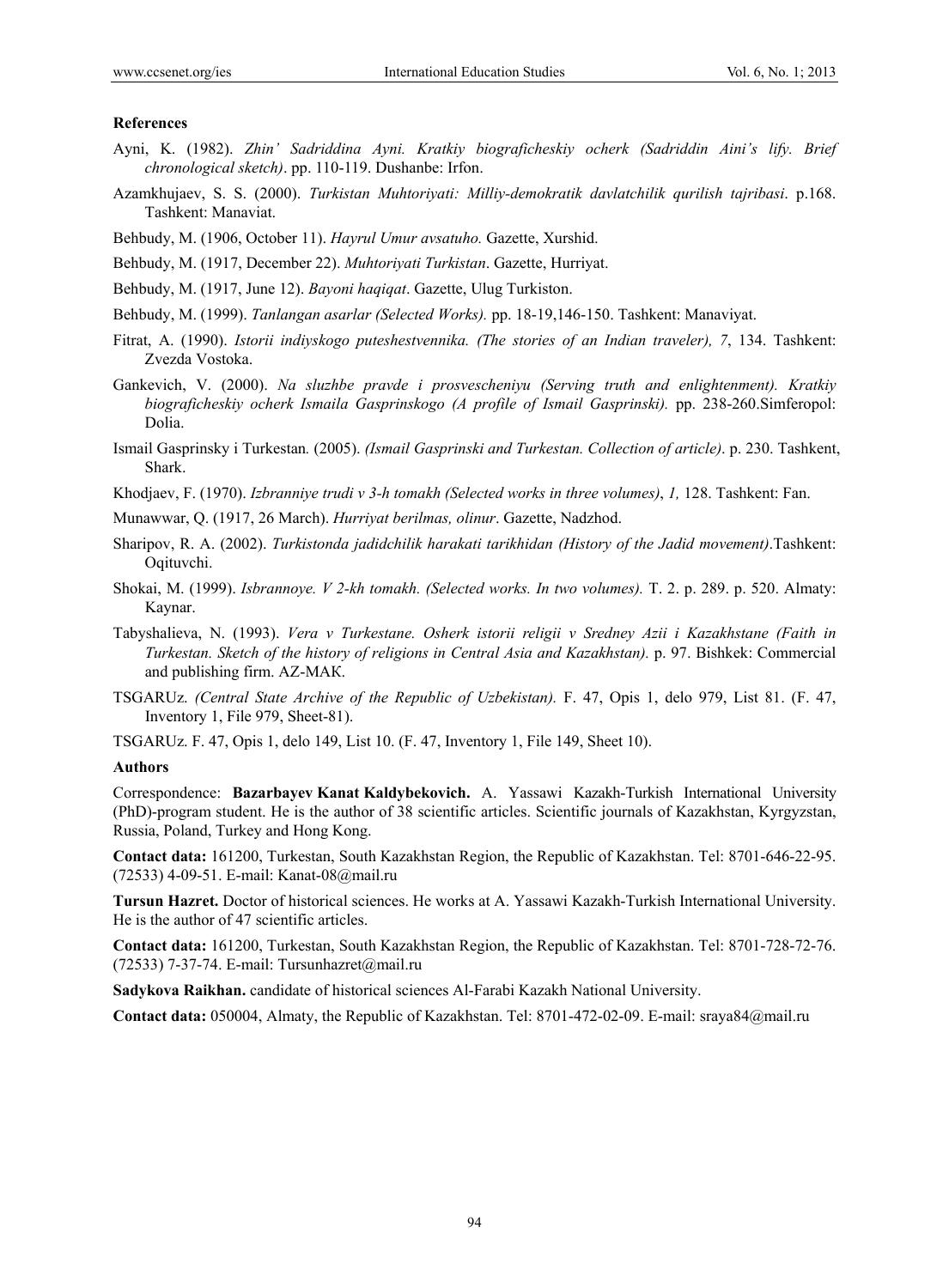**References**

Ayni, K. (1982). *Zhin' Sadriddina Ayni. Kratkiy biograficheskiy ocherk (Sadriddin Aini's lify. Brief chronological sketch)*. pp. 110-119. Dushanbe: Irfon.

Azamkhujaev, S. S. (2000). *Turkistan Muhtoriyati: Milliy-demokratik davlatchilik qurilish tajribasi*. p.168. Tashkent: Manaviat.

Behbudy, M. (1906, October 11). *Hayrul Umur avsatuho.* Gazette, Xurshid.

Behbudy, M. (1917, December 22). *Muhtoriyati Turkistan*. Gazette, Hurriyat.

Behbudy, M. (1917, June 12). *Bayoni haqiqat*. Gazette, Ulug Turkiston.

Behbudy, M. (1999). *Tanlangan asarlar (Selected Works).* pp. 18-19,146-150. Tashkent: Manaviyat.

Fitrat, A. (1990). *Istorii indiyskogo puteshestvennika. (The stories of an Indian traveler), 7*, 134. Tashkent: Zvezda Vostoka.

Gankevich, V. (2000). *Na sluzhbe pravde i prosvescheniyu (Serving truth and enlightenment). Kratkiy biograficheskiy ocherk Ismaila Gasprinskogo (A profile of Ismail Gasprinski).* pp. 238-260.Simferopol: Dolia.

Ismail Gasprinsky i Turkestan*.* (2005). *(Ismail Gasprinski and Turkestan. Collection of article)*. p. 230. Tashkent, Shark.

Khodjaev, F. (1970). *Izbranniye trudi v 3-h tomakh (Selected works in three volumes)*, *1,* 128. Tashkent: Fan.

Munawwar, Q. (1917, 26 March). *Hurriyat berilmas, olinur*. Gazette, Nadzhod.

Sharipov, R. A. (2002). *Turkistonda jadidchilik harakati tarikhidan (History of the Jadid movement)*.Tashkent: Oqituvchi.

Shokai, M. (1999). *Isbrannoye. V 2-kh tomakh. (Selected works. In two volumes).* T. 2. p. 289. p. 520. Almaty: Kaynar.

Tabyshalieva, N. (1993). *Vera v Turkestane. Osherk istorii religii v Sredney Azii i Kazakhstane (Faith in Turkestan. Sketch of the history of religions in Central Asia and Kazakhstan).* p. 97. Bishkek: Commercial and publishing firm. AZ-MAK.

TSGARUz. *(Central State Archive of the Republic of Uzbekistan).* F. 47, Opis 1, delo 979, List 81. (F. 47, Inventory 1, File 979, Sheet-81).

TSGARUz. F. 47, Opis 1, delo 149, List 10. (F. 47, Inventory 1, File 149, Sheet 10).

**Authors**

Correspondence: **Bazarbayev Kanat Kaldybekovich.** A. Yassawi Kazakh-Turkish International University (PhD)-program student. He is the author of 38 scientific articles. Scientific journals of Kazakhstan, Kyrgyzstan, Russia, Poland, Turkey and Hong Kong.

**Contact data:** 161200, Turkestan, South Kazakhstan Region, the Republic of Kazakhstan. Tel: 8701-646-22-95. (72533) 4-09-51. E-mail: Kanat-08@mail.ru

**Tursun Hazret.** Doctor of historical sciences. He works at A. Yassawi Kazakh-Turkish International University. He is the author of 47 scientific articles.

**Contact data:** 161200, Turkestan, South Kazakhstan Region, the Republic of Kazakhstan. Tel: 8701-728-72-76. (72533) 7-37-74. E-mail: Tursunhazret@mail.ru

**Sadykova Raikhan.** candidate of historical sciences Al-Farabi Kazakh National University.

**Contact data:** 050004, Almaty, the Republic of Kazakhstan. Tel: 8701-472-02-09. E-mail: sraya84@mail.ru